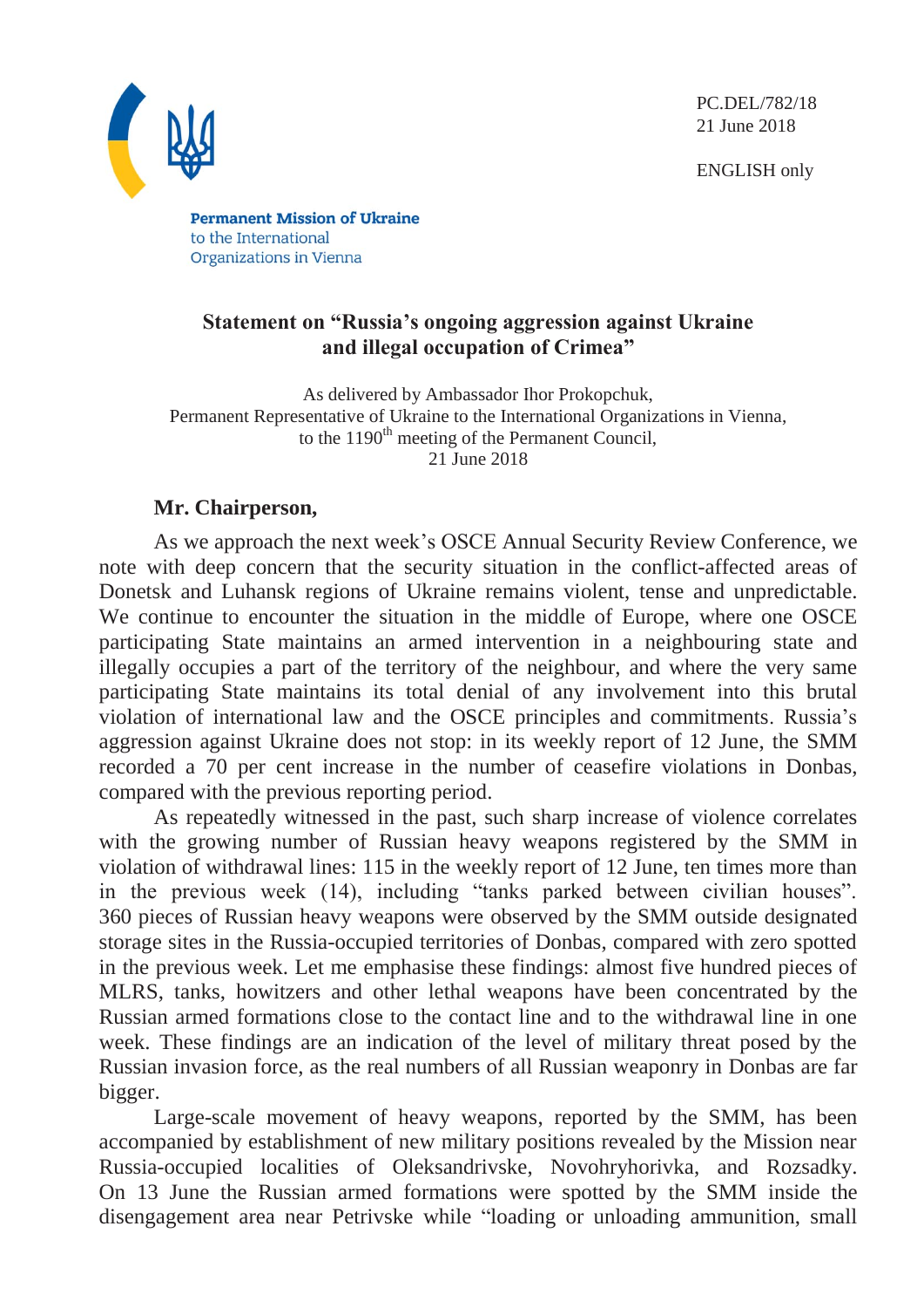PC.DEL/782/18
21 June 2018

ENGLISH only

**Permanent Mission of Ukraine**
to the International
Organizations in Vienna

## Statement on "Russia's ongoing aggression against Ukraine and illegal occupation of Crimea"

As delivered by Ambassador Ihor Prokopchuk,
Permanent Representative of Ukraine to the International Organizations in Vienna,
to the 1190th meeting of the Permanent Council,
21 June 2018

**Mr. Chairperson,**

As we approach the next week's OSCE Annual Security Review Conference, we note with deep concern that the security situation in the conflict-affected areas of Donetsk and Luhansk regions of Ukraine remains violent, tense and unpredictable. We continue to encounter the situation in the middle of Europe, where one OSCE participating State maintains an armed intervention in a neighbouring state and illegally occupies a part of the territory of the neighbour, and where the very same participating State maintains its total denial of any involvement into this brutal violation of international law and the OSCE principles and commitments. Russia's aggression against Ukraine does not stop: in its weekly report of 12 June, the SMM recorded a 70 per cent increase in the number of ceasefire violations in Donbas, compared with the previous reporting period.

As repeatedly witnessed in the past, such sharp increase of violence correlates with the growing number of Russian heavy weapons registered by the SMM in violation of withdrawal lines: 115 in the weekly report of 12 June, ten times more than in the previous week (14), including "tanks parked between civilian houses". 360 pieces of Russian heavy weapons were observed by the SMM outside designated storage sites in the Russia-occupied territories of Donbas, compared with zero spotted in the previous week. Let me emphasise these findings: almost five hundred pieces of MLRS, tanks, howitzers and other lethal weapons have been concentrated by the Russian armed formations close to the contact line and to the withdrawal line in one week. These findings are an indication of the level of military threat posed by the Russian invasion force, as the real numbers of all Russian weaponry in Donbas are far bigger.

Large-scale movement of heavy weapons, reported by the SMM, has been accompanied by establishment of new military positions revealed by the Mission near Russia-occupied localities of Oleksandrivske, Novohryhorivka, and Rozsadky. On 13 June the Russian armed formations were spotted by the SMM inside the disengagement area near Petrivske while "loading or unloading ammunition, small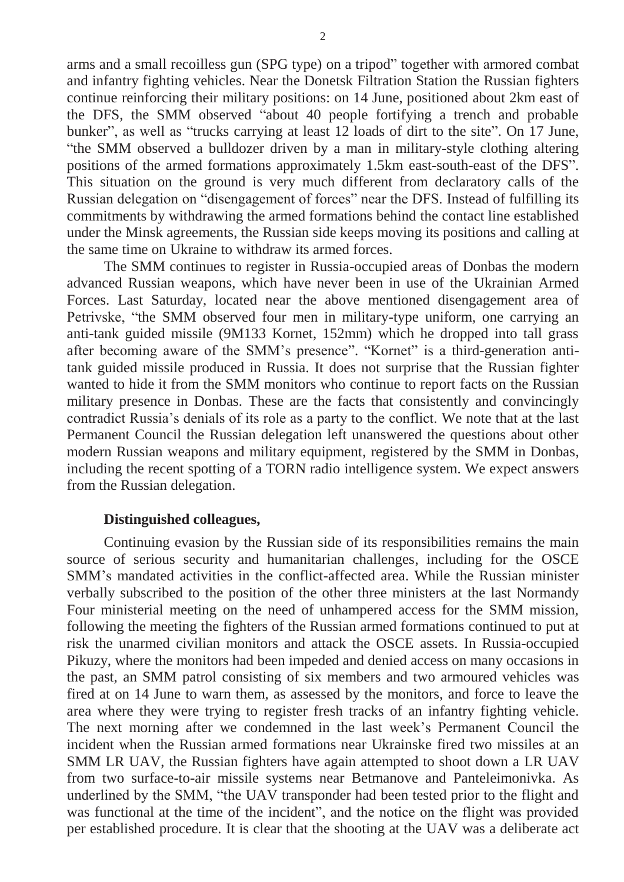arms and a small recoilless gun (SPG type) on a tripod" together with armored combat and infantry fighting vehicles. Near the Donetsk Filtration Station the Russian fighters continue reinforcing their military positions: on 14 June, positioned about 2km east of the DFS, the SMM observed "about 40 people fortifying a trench and probable bunker", as well as "trucks carrying at least 12 loads of dirt to the site". On 17 June, "the SMM observed a bulldozer driven by a man in military-style clothing altering positions of the armed formations approximately 1.5km east-south-east of the DFS". This situation on the ground is very much different from declaratory calls of the Russian delegation on "disengagement of forces" near the DFS. Instead of fulfilling its commitments by withdrawing the armed formations behind the contact line established under the Minsk agreements, the Russian side keeps moving its positions and calling at the same time on Ukraine to withdraw its armed forces.

The SMM continues to register in Russia-occupied areas of Donbas the modern advanced Russian weapons, which have never been in use of the Ukrainian Armed Forces. Last Saturday, located near the above mentioned disengagement area of Petrivske, "the SMM observed four men in military-type uniform, one carrying an anti-tank guided missile (9M133 Kornet, 152mm) which he dropped into tall grass after becoming aware of the SMM's presence". "Kornet" is a third-generation anti-tank guided missile produced in Russia. It does not surprise that the Russian fighter wanted to hide it from the SMM monitors who continue to report facts on the Russian military presence in Donbas. These are the facts that consistently and convincingly contradict Russia's denials of its role as a party to the conflict. We note that at the last Permanent Council the Russian delegation left unanswered the questions about other modern Russian weapons and military equipment, registered by the SMM in Donbas, including the recent spotting of a TORN radio intelligence system. We expect answers from the Russian delegation.

**Distinguished colleagues,**

Continuing evasion by the Russian side of its responsibilities remains the main source of serious security and humanitarian challenges, including for the OSCE SMM's mandated activities in the conflict-affected area. While the Russian minister verbally subscribed to the position of the other three ministers at the last Normandy Four ministerial meeting on the need of unhampered access for the SMM mission, following the meeting the fighters of the Russian armed formations continued to put at risk the unarmed civilian monitors and attack the OSCE assets. In Russia-occupied Pikuzy, where the monitors had been impeded and denied access on many occasions in the past, an SMM patrol consisting of six members and two armoured vehicles was fired at on 14 June to warn them, as assessed by the monitors, and force to leave the area where they were trying to register fresh tracks of an infantry fighting vehicle. The next morning after we condemned in the last week's Permanent Council the incident when the Russian armed formations near Ukrainske fired two missiles at an SMM LR UAV, the Russian fighters have again attempted to shoot down a LR UAV from two surface-to-air missile systems near Betmanove and Panteleimonivka. As underlined by the SMM, "the UAV transponder had been tested prior to the flight and was functional at the time of the incident", and the notice on the flight was provided per established procedure. It is clear that the shooting at the UAV was a deliberate act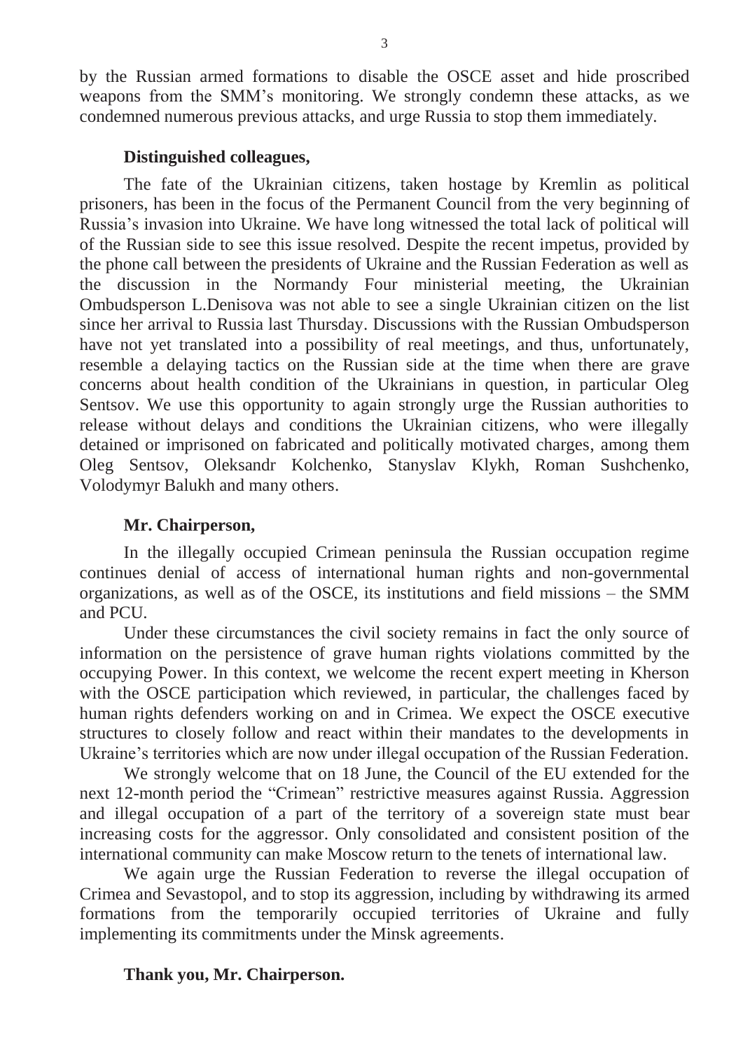by the Russian armed formations to disable the OSCE asset and hide proscribed weapons from the SMM's monitoring. We strongly condemn these attacks, as we condemned numerous previous attacks, and urge Russia to stop them immediately.

**Distinguished colleagues,**

The fate of the Ukrainian citizens, taken hostage by Kremlin as political prisoners, has been in the focus of the Permanent Council from the very beginning of Russia's invasion into Ukraine. We have long witnessed the total lack of political will of the Russian side to see this issue resolved. Despite the recent impetus, provided by the phone call between the presidents of Ukraine and the Russian Federation as well as the discussion in the Normandy Four ministerial meeting, the Ukrainian Ombudsperson L.Denisova was not able to see a single Ukrainian citizen on the list since her arrival to Russia last Thursday. Discussions with the Russian Ombudsperson have not yet translated into a possibility of real meetings, and thus, unfortunately, resemble a delaying tactics on the Russian side at the time when there are grave concerns about health condition of the Ukrainians in question, in particular Oleg Sentsov. We use this opportunity to again strongly urge the Russian authorities to release without delays and conditions the Ukrainian citizens, who were illegally detained or imprisoned on fabricated and politically motivated charges, among them Oleg Sentsov, Oleksandr Kolchenko, Stanyslav Klykh, Roman Sushchenko, Volodymyr Balukh and many others.

**Mr. Chairperson,**

In the illegally occupied Crimean peninsula the Russian occupation regime continues denial of access of international human rights and non-governmental organizations, as well as of the OSCE, its institutions and field missions – the SMM and PCU.

Under these circumstances the civil society remains in fact the only source of information on the persistence of grave human rights violations committed by the occupying Power. In this context, we welcome the recent expert meeting in Kherson with the OSCE participation which reviewed, in particular, the challenges faced by human rights defenders working on and in Crimea. We expect the OSCE executive structures to closely follow and react within their mandates to the developments in Ukraine's territories which are now under illegal occupation of the Russian Federation.

We strongly welcome that on 18 June, the Council of the EU extended for the next 12-month period the "Crimean" restrictive measures against Russia. Aggression and illegal occupation of a part of the territory of a sovereign state must bear increasing costs for the aggressor. Only consolidated and consistent position of the international community can make Moscow return to the tenets of international law.

We again urge the Russian Federation to reverse the illegal occupation of Crimea and Sevastopol, and to stop its aggression, including by withdrawing its armed formations from the temporarily occupied territories of Ukraine and fully implementing its commitments under the Minsk agreements.

**Thank you, Mr. Chairperson.**